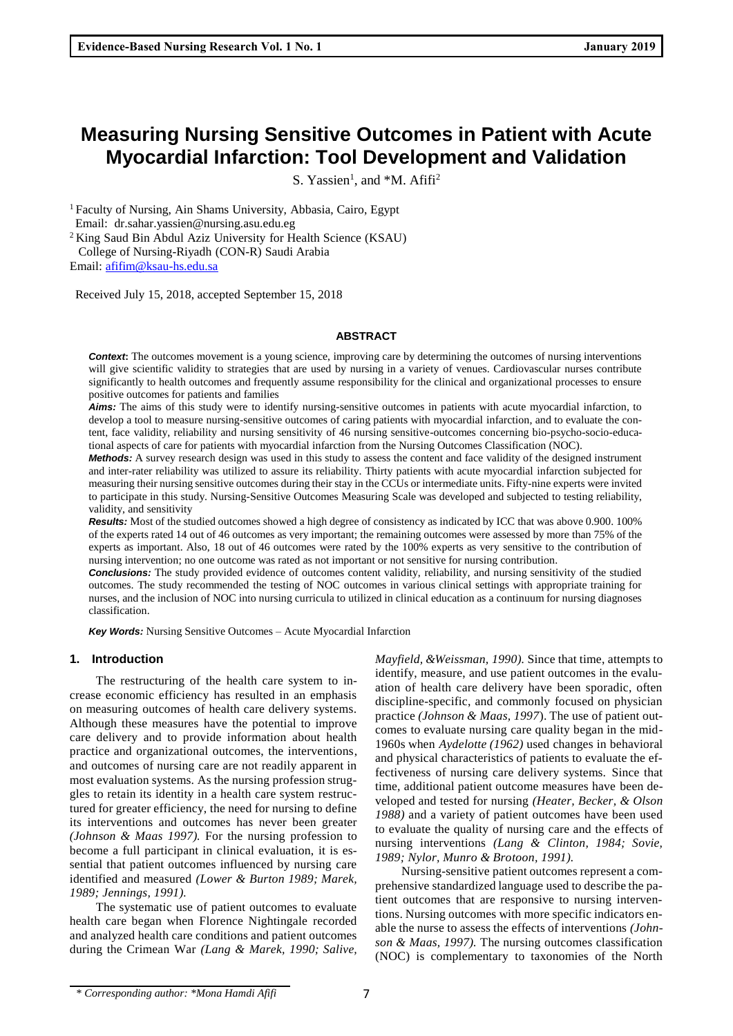# Measuring Nursing Sensitive Outcomes in Patient with Acute Myocardial Infarction: Tool Development and Validation

S. Yassien[1], and *M. Afifi[2]

[1] Faculty of Nursing, Ain Shams University, Abbasia, Cairo, Egypt
Email: dr.sahar.yassien@nursing.asu.edu.eg
[2] King Saud Bin Abdul Aziz University for Health Science (KSAU)
College of Nursing-Riyadh (CON-R) Saudi Arabia
Email: afifim@ksau-hs.edu.sa

Received July 15, 2018, accepted September 15, 2018

## ABSTRACT

***Context*:** The outcomes movement is a young science, improving care by determining the outcomes of nursing interventions will give scientific validity to strategies that are used by nursing in a variety of venues. Cardiovascular nurses contribute significantly to health outcomes and frequently assume responsibility for the clinical and organizational processes to ensure positive outcomes for patients and families

***Aims:*** The aims of this study were to identify nursing-sensitive outcomes in patients with acute myocardial infarction, to develop a tool to measure nursing-sensitive outcomes of caring patients with myocardial infarction, and to evaluate the content, face validity, reliability and nursing sensitivity of 46 nursing sensitive-outcomes concerning bio-psycho-socio-educational aspects of care for patients with myocardial infarction from the Nursing Outcomes Classification (NOC).

***Methods:*** A survey research design was used in this study to assess the content and face validity of the designed instrument and inter-rater reliability was utilized to assure its reliability. Thirty patients with acute myocardial infarction subjected for measuring their nursing sensitive outcomes during their stay in the CCUs or intermediate units. Fifty-nine experts were invited to participate in this study. Nursing-Sensitive Outcomes Measuring Scale was developed and subjected to testing reliability, validity, and sensitivity

***Results:*** Most of the studied outcomes showed a high degree of consistency as indicated by ICC that was above 0.900. 100% of the experts rated 14 out of 46 outcomes as very important; the remaining outcomes were assessed by more than 75% of the experts as important. Also, 18 out of 46 outcomes were rated by the 100% experts as very sensitive to the contribution of nursing intervention; no one outcome was rated as not important or not sensitive for nursing contribution.

***Conclusions:*** The study provided evidence of outcomes content validity, reliability, and nursing sensitivity of the studied outcomes. The study recommended the testing of NOC outcomes in various clinical settings with appropriate training for nurses, and the inclusion of NOC into nursing curricula to utilized in clinical education as a continuum for nursing diagnoses classification.

***Key Words:*** Nursing Sensitive Outcomes – Acute Myocardial Infarction

## 1. Introduction

The restructuring of the health care system to increase economic efficiency has resulted in an emphasis on measuring outcomes of health care delivery systems. Although these measures have the potential to improve care delivery and to provide information about health practice and organizational outcomes, the interventions, and outcomes of nursing care are not readily apparent in most evaluation systems. As the nursing profession struggles to retain its identity in a health care system restructured for greater efficiency, the need for nursing to define its interventions and outcomes has never been greater *(Johnson & Maas 1997).* For the nursing profession to become a full participant in clinical evaluation, it is essential that patient outcomes influenced by nursing care identified and measured *(Lower & Burton 1989; Marek, 1989; Jennings, 1991).*

The systematic use of patient outcomes to evaluate health care began when Florence Nightingale recorded and analyzed health care conditions and patient outcomes during the Crimean War *(Lang & Marek, 1990; Salive, Mayfield, &Weissman, 1990).* Since that time, attempts to identify, measure, and use patient outcomes in the evaluation of health care delivery have been sporadic, often discipline-specific, and commonly focused on physician practice *(Johnson & Maas, 1997*). The use of patient outcomes to evaluate nursing care quality began in the mid-1960s when *Aydelotte (1962)* used changes in behavioral and physical characteristics of patients to evaluate the effectiveness of nursing care delivery systems. Since that time, additional patient outcome measures have been developed and tested for nursing *(Heater, Becker, & Olson 1988)* and a variety of patient outcomes have been used to evaluate the quality of nursing care and the effects of nursing interventions *(Lang & Clinton, 1984; Sovie, 1989; Nylor, Munro & Brotoon, 1991).*

Nursing-sensitive patient outcomes represent a comprehensive standardized language used to describe the patient outcomes that are responsive to nursing interventions. Nursing outcomes with more specific indicators enable the nurse to assess the effects of interventions *(Johnson & Maas, 1997).* The nursing outcomes classification (NOC) is complementary to taxonomies of the North

\* *Corresponding author: *Mona Hamdi Afifi*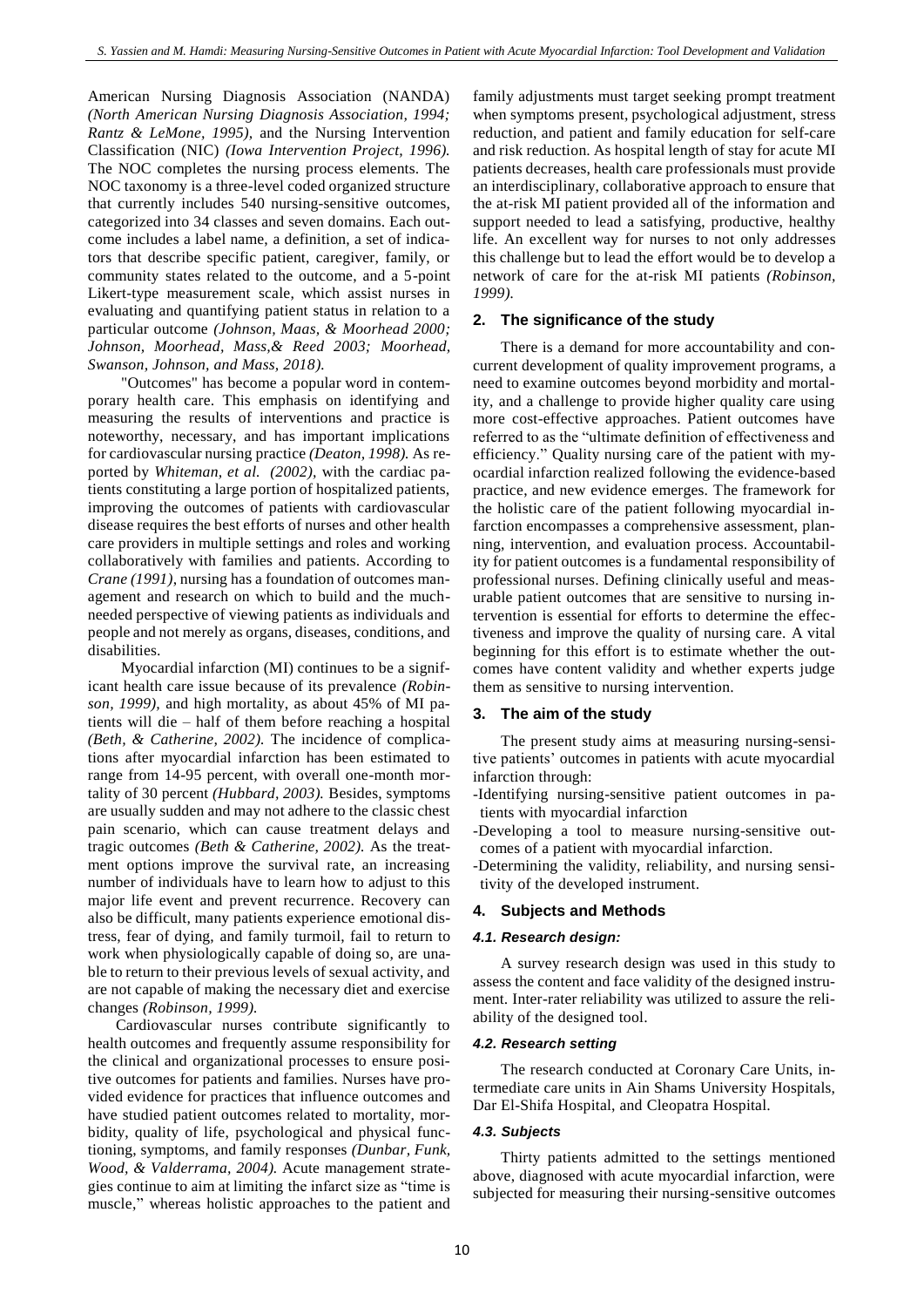American Nursing Diagnosis Association (NANDA) *(North American Nursing Diagnosis Association, 1994; Rantz & LeMone, 1995),* and the Nursing Intervention Classification (NIC) *(Iowa Intervention Project, 1996).* The NOC completes the nursing process elements. The NOC taxonomy is a three-level coded organized structure that currently includes 540 nursing-sensitive outcomes, categorized into 34 classes and seven domains. Each outcome includes a label name, a definition, a set of indicators that describe specific patient, caregiver, family, or community states related to the outcome, and a 5-point Likert-type measurement scale, which assist nurses in evaluating and quantifying patient status in relation to a particular outcome *(Johnson, Maas, & Moorhead 2000; Johnson, Moorhead, Mass,& Reed 2003; Moorhead, Swanson, Johnson, and Mass, 2018).*

"Outcomes" has become a popular word in contemporary health care. This emphasis on identifying and measuring the results of interventions and practice is noteworthy, necessary, and has important implications for cardiovascular nursing practice *(Deaton, 1998).* As reported by *Whiteman, et al. (2002),* with the cardiac patients constituting a large portion of hospitalized patients, improving the outcomes of patients with cardiovascular disease requires the best efforts of nurses and other health care providers in multiple settings and roles and working collaboratively with families and patients. According to *Crane (1991),* nursing has a foundation of outcomes management and research on which to build and the much-needed perspective of viewing patients as individuals and people and not merely as organs, diseases, conditions, and disabilities.

Myocardial infarction (MI) continues to be a significant health care issue because of its prevalence *(Robinson, 1999),* and high mortality, as about 45% of MI patients will die – half of them before reaching a hospital *(Beth, & Catherine, 2002).* The incidence of complications after myocardial infarction has been estimated to range from 14-95 percent, with overall one-month mortality of 30 percent *(Hubbard, 2003).* Besides, symptoms are usually sudden and may not adhere to the classic chest pain scenario, which can cause treatment delays and tragic outcomes *(Beth & Catherine, 2002).* As the treatment options improve the survival rate, an increasing number of individuals have to learn how to adjust to this major life event and prevent recurrence. Recovery can also be difficult, many patients experience emotional distress, fear of dying, and family turmoil, fail to return to work when physiologically capable of doing so, are unable to return to their previous levels of sexual activity, and are not capable of making the necessary diet and exercise changes *(Robinson, 1999).*

Cardiovascular nurses contribute significantly to health outcomes and frequently assume responsibility for the clinical and organizational processes to ensure positive outcomes for patients and families. Nurses have provided evidence for practices that influence outcomes and have studied patient outcomes related to mortality, morbidity, quality of life, psychological and physical functioning, symptoms, and family responses *(Dunbar, Funk, Wood, & Valderrama, 2004).* Acute management strategies continue to aim at limiting the infarct size as "time is muscle," whereas holistic approaches to the patient and family adjustments must target seeking prompt treatment when symptoms present, psychological adjustment, stress reduction, and patient and family education for self-care and risk reduction. As hospital length of stay for acute MI patients decreases, health care professionals must provide an interdisciplinary, collaborative approach to ensure that the at-risk MI patient provided all of the information and support needed to lead a satisfying, productive, healthy life. An excellent way for nurses to not only addresses this challenge but to lead the effort would be to develop a network of care for the at-risk MI patients *(Robinson, 1999).*

## 2. The significance of the study

There is a demand for more accountability and concurrent development of quality improvement programs, a need to examine outcomes beyond morbidity and mortality, and a challenge to provide higher quality care using more cost-effective approaches. Patient outcomes have referred to as the "ultimate definition of effectiveness and efficiency." Quality nursing care of the patient with myocardial infarction realized following the evidence-based practice, and new evidence emerges. The framework for the holistic care of the patient following myocardial infarction encompasses a comprehensive assessment, planning, intervention, and evaluation process. Accountability for patient outcomes is a fundamental responsibility of professional nurses. Defining clinically useful and measurable patient outcomes that are sensitive to nursing intervention is essential for efforts to determine the effectiveness and improve the quality of nursing care. A vital beginning for this effort is to estimate whether the outcomes have content validity and whether experts judge them as sensitive to nursing intervention.

## 3. The aim of the study

The present study aims at measuring nursing-sensitive patients' outcomes in patients with acute myocardial infarction through:

- Identifying nursing-sensitive patient outcomes in patients with myocardial infarction
- Developing a tool to measure nursing-sensitive outcomes of a patient with myocardial infarction.
- Determining the validity, reliability, and nursing sensitivity of the developed instrument.

## 4. Subjects and Methods

### 4.1. Research design:

A survey research design was used in this study to assess the content and face validity of the designed instrument. Inter-rater reliability was utilized to assure the reliability of the designed tool.

### 4.2. Research setting

The research conducted at Coronary Care Units, intermediate care units in Ain Shams University Hospitals, Dar El-Shifa Hospital, and Cleopatra Hospital.

### 4.3. Subjects

Thirty patients admitted to the settings mentioned above, diagnosed with acute myocardial infarction, were subjected for measuring their nursing-sensitive outcomes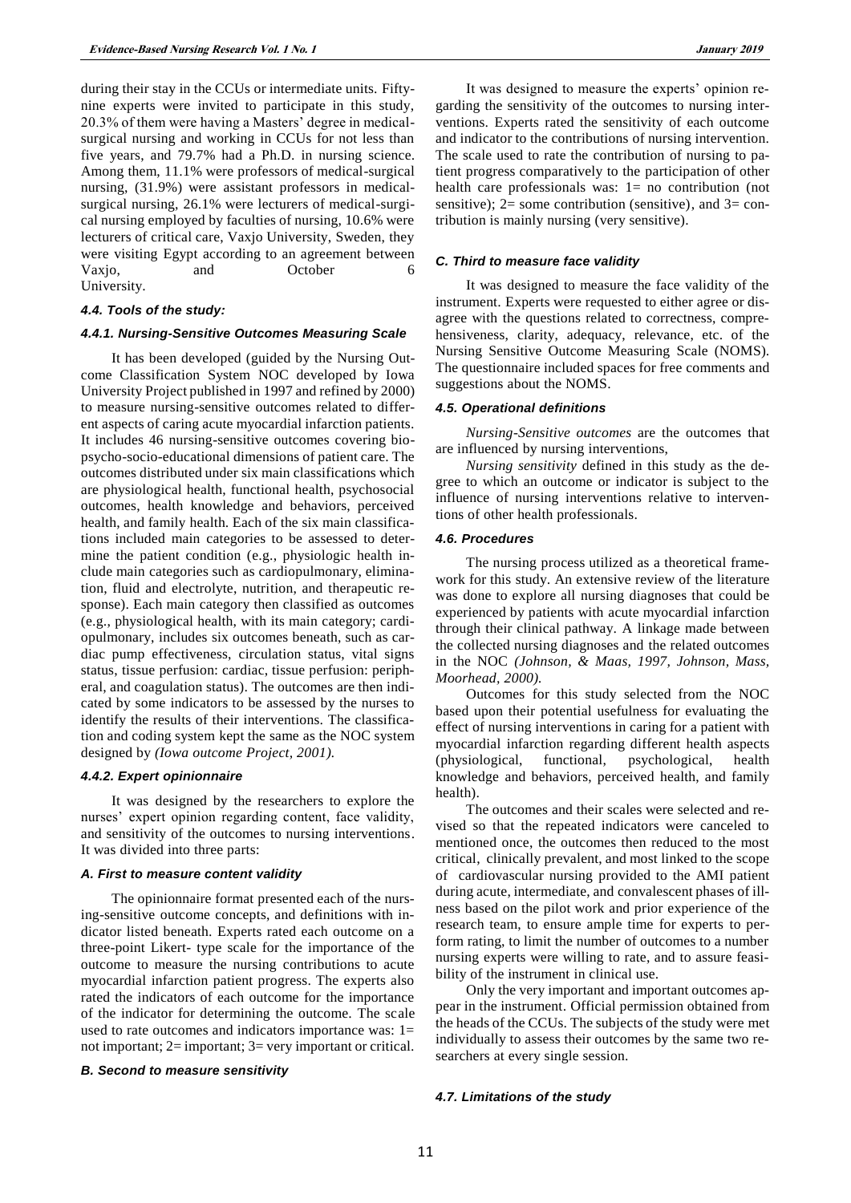during their stay in the CCUs or intermediate units. Fifty-nine experts were invited to participate in this study, 20.3% of them were having a Masters' degree in medical-surgical nursing and working in CCUs for not less than five years, and 79.7% had a Ph.D. in nursing science. Among them, 11.1% were professors of medical-surgical nursing, (31.9%) were assistant professors in medical-surgical nursing, 26.1% were lecturers of medical-surgical nursing employed by faculties of nursing, 10.6% were lecturers of critical care, Vaxjo University, Sweden, they were visiting Egypt according to an agreement between Vaxjo, and October 6 University.

#### 4.4. Tools of the study:

#### 4.4.1. Nursing-Sensitive Outcomes Measuring Scale

It has been developed (guided by the Nursing Outcome Classification System NOC developed by Iowa University Project published in 1997 and refined by 2000) to measure nursing-sensitive outcomes related to different aspects of caring acute myocardial infarction patients. It includes 46 nursing-sensitive outcomes covering bio-psycho-socio-educational dimensions of patient care. The outcomes distributed under six main classifications which are physiological health, functional health, psychosocial outcomes, health knowledge and behaviors, perceived health, and family health. Each of the six main classifications included main categories to be assessed to determine the patient condition (e.g., physiologic health include main categories such as cardiopulmonary, elimination, fluid and electrolyte, nutrition, and therapeutic response). Each main category then classified as outcomes (e.g., physiological health, with its main category; cardiopulmonary, includes six outcomes beneath, such as cardiac pump effectiveness, circulation status, vital signs status, tissue perfusion: cardiac, tissue perfusion: peripheral, and coagulation status). The outcomes are then indicated by some indicators to be assessed by the nurses to identify the results of their interventions. The classification and coding system kept the same as the NOC system designed by *(Iowa outcome Project, 2001).*

#### 4.4.2. Expert opinionnaire

It was designed by the researchers to explore the nurses' expert opinion regarding content, face validity, and sensitivity of the outcomes to nursing interventions. It was divided into three parts:

#### A. First to measure content validity

The opinionnaire format presented each of the nursing-sensitive outcome concepts, and definitions with indicator listed beneath. Experts rated each outcome on a three-point Likert- type scale for the importance of the outcome to measure the nursing contributions to acute myocardial infarction patient progress. The experts also rated the indicators of each outcome for the importance of the indicator for determining the outcome. The scale used to rate outcomes and indicators importance was: 1= not important; 2= important; 3= very important or critical.

#### B. Second to measure sensitivity

It was designed to measure the experts' opinion regarding the sensitivity of the outcomes to nursing interventions. Experts rated the sensitivity of each outcome and indicator to the contributions of nursing intervention. The scale used to rate the contribution of nursing to patient progress comparatively to the participation of other health care professionals was: 1= no contribution (not sensitive); 2= some contribution (sensitive), and 3= contribution is mainly nursing (very sensitive).

#### C. Third to measure face validity

It was designed to measure the face validity of the instrument. Experts were requested to either agree or disagree with the questions related to correctness, comprehensiveness, clarity, adequacy, relevance, etc. of the Nursing Sensitive Outcome Measuring Scale (NOMS). The questionnaire included spaces for free comments and suggestions about the NOMS.

#### 4.5. Operational definitions

*Nursing-Sensitive outcomes* are the outcomes that are influenced by nursing interventions,

*Nursing sensitivity* defined in this study as the degree to which an outcome or indicator is subject to the influence of nursing interventions relative to interventions of other health professionals.

#### 4.6. Procedures

The nursing process utilized as a theoretical framework for this study. An extensive review of the literature was done to explore all nursing diagnoses that could be experienced by patients with acute myocardial infarction through their clinical pathway. A linkage made between the collected nursing diagnoses and the related outcomes in the NOC *(Johnson, & Maas, 1997, Johnson, Mass, Moorhead, 2000).*

Outcomes for this study selected from the NOC based upon their potential usefulness for evaluating the effect of nursing interventions in caring for a patient with myocardial infarction regarding different health aspects (physiological, functional, psychological, health knowledge and behaviors, perceived health, and family health).

The outcomes and their scales were selected and revised so that the repeated indicators were canceled to mentioned once, the outcomes then reduced to the most critical, clinically prevalent, and most linked to the scope of cardiovascular nursing provided to the AMI patient during acute, intermediate, and convalescent phases of illness based on the pilot work and prior experience of the research team, to ensure ample time for experts to perform rating, to limit the number of outcomes to a number nursing experts were willing to rate, and to assure feasibility of the instrument in clinical use.

Only the very important and important outcomes appear in the instrument. Official permission obtained from the heads of the CCUs. The subjects of the study were met individually to assess their outcomes by the same two researchers at every single session.

#### 4.7. Limitations of the study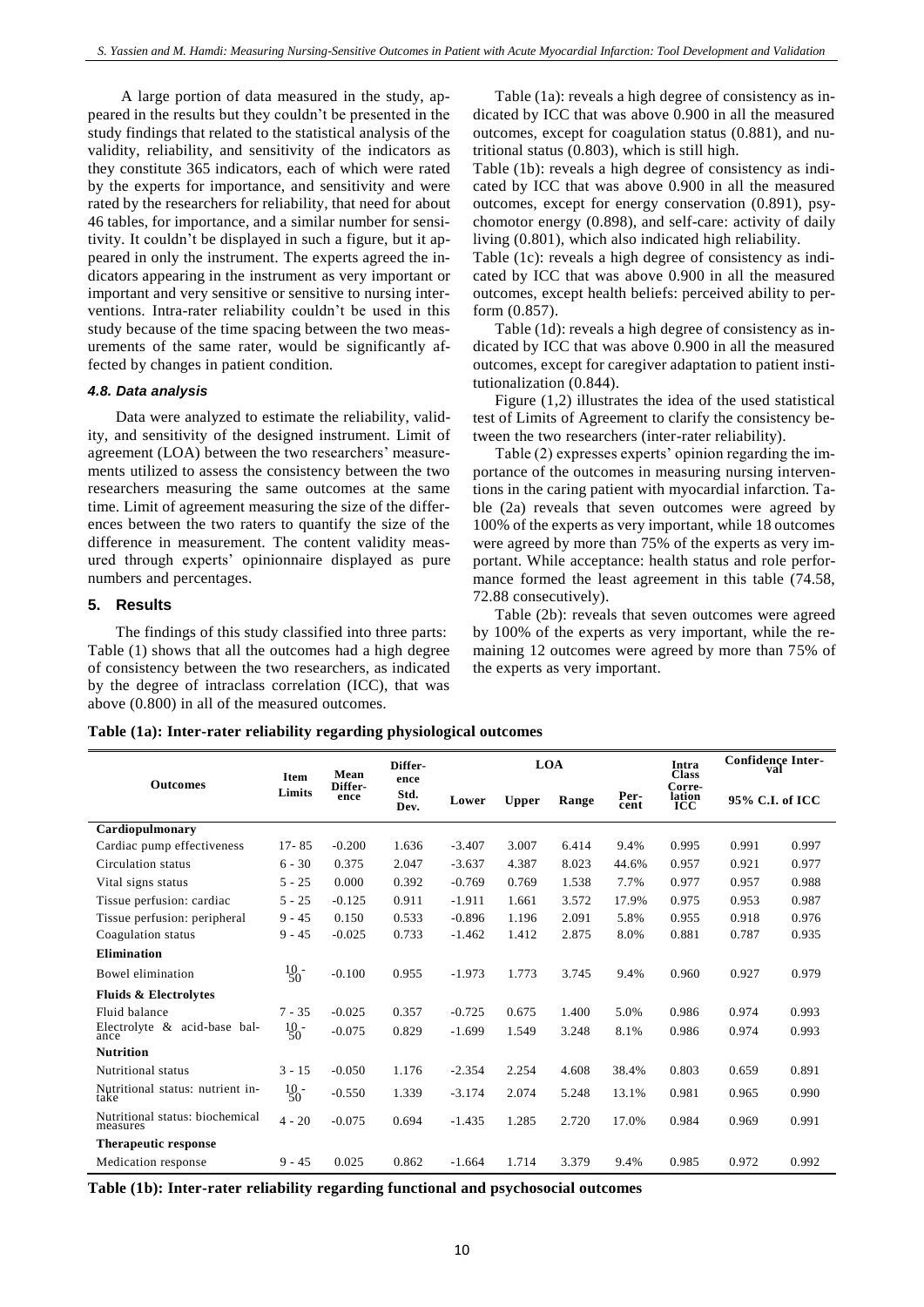A large portion of data measured in the study, appeared in the results but they couldn't be presented in the study findings that related to the statistical analysis of the validity, reliability, and sensitivity of the indicators as they constitute 365 indicators, each of which were rated by the experts for importance, and sensitivity and were rated by the researchers for reliability, that need for about 46 tables, for importance, and a similar number for sensitivity. It couldn't be displayed in such a figure, but it appeared in only the instrument. The experts agreed the indicators appearing in the instrument as very important or important and very sensitive or sensitive to nursing interventions. Intra-rater reliability couldn't be used in this study because of the time spacing between the two measurements of the same rater, would be significantly affected by changes in patient condition.

#### *4.8. Data analysis*

Data were analyzed to estimate the reliability, validity, and sensitivity of the designed instrument. Limit of agreement (LOA) between the two researchers' measurements utilized to assess the consistency between the two researchers measuring the same outcomes at the same time. Limit of agreement measuring the size of the differences between the two raters to quantify the size of the difference in measurement. The content validity measured through experts' opinionnaire displayed as pure numbers and percentages.

## 5. Results

The findings of this study classified into three parts: Table (1) shows that all the outcomes had a high degree of consistency between the two researchers, as indicated by the degree of intraclass correlation (ICC), that was above (0.800) in all of the measured outcomes.

Table (1a): reveals a high degree of consistency as indicated by ICC that was above 0.900 in all the measured outcomes, except for coagulation status (0.881), and nutritional status (0.803), which is still high.

Table (1b): reveals a high degree of consistency as indicated by ICC that was above 0.900 in all the measured outcomes, except for energy conservation (0.891), psychomotor energy (0.898), and self-care: activity of daily living (0.801), which also indicated high reliability.

Table (1c): reveals a high degree of consistency as indicated by ICC that was above 0.900 in all the measured outcomes, except health beliefs: perceived ability to perform (0.857).

Table (1d): reveals a high degree of consistency as indicated by ICC that was above 0.900 in all the measured outcomes, except for caregiver adaptation to patient institutionalization (0.844).

Figure (1,2) illustrates the idea of the used statistical test of Limits of Agreement to clarify the consistency between the two researchers (inter-rater reliability).

Table (2) expresses experts' opinion regarding the importance of the outcomes in measuring nursing interventions in the caring patient with myocardial infarction. Table (2a) reveals that seven outcomes were agreed by 100% of the experts as very important, while 18 outcomes were agreed by more than 75% of the experts as very important. While acceptance: health status and role performance formed the least agreement in this table (74.58, 72.88 consecutively).

Table (2b): reveals that seven outcomes were agreed by 100% of the experts as very important, while the remaining 12 outcomes were agreed by more than 75% of the experts as very important.

**Table (1a): Inter-rater reliability regarding physiological outcomes**

| Outcomes | Item Limits | Mean Difference | Difference Std. Dev. | LOA | | | | Intra Class Correlation ICC | Confidence Interval | |
|---|---|---|---|---|---|---|---|---|---|---|
| | | | | Lower | Upper | Range | Percent | | 95% C.I. of ICC | |
| **Cardiopulmonary** | | | | | | | | | | |
| Cardiac pump effectiveness | 17- 85 | -0.200 | 1.636 | -3.407 | 3.007 | 6.414 | 9.4% | 0.995 | 0.991 | 0.997 |
| Circulation status | 6 - 30 | 0.375 | 2.047 | -3.637 | 4.387 | 8.023 | 44.6% | 0.957 | 0.921 | 0.977 |
| Vital signs status | 5 - 25 | 0.000 | 0.392 | -0.769 | 0.769 | 1.538 | 7.7% | 0.977 | 0.957 | 0.988 |
| Tissue perfusion: cardiac | 5 - 25 | -0.125 | 0.911 | -1.911 | 1.661 | 3.572 | 17.9% | 0.975 | 0.953 | 0.987 |
| Tissue perfusion: peripheral | 9 - 45 | 0.150 | 0.533 | -0.896 | 1.196 | 2.091 | 5.8% | 0.955 | 0.918 | 0.976 |
| Coagulation status | 9 - 45 | -0.025 | 0.733 | -1.462 | 1.412 | 2.875 | 8.0% | 0.881 | 0.787 | 0.935 |
| **Elimination** | | | | | | | | | | |
| Bowel elimination | 10 - 50 | -0.100 | 0.955 | -1.973 | 1.773 | 3.745 | 9.4% | 0.960 | 0.927 | 0.979 |
| **Fluids & Electrolytes** | | | | | | | | | | |
| Fluid balance | 7 - 35 | -0.025 | 0.357 | -0.725 | 0.675 | 1.400 | 5.0% | 0.986 | 0.974 | 0.993 |
| Electrolyte & acid-base balance | 10 - 50 | -0.075 | 0.829 | -1.699 | 1.549 | 3.248 | 8.1% | 0.986 | 0.974 | 0.993 |
| **Nutrition** | | | | | | | | | | |
| Nutritional status | 3 - 15 | -0.050 | 1.176 | -2.354 | 2.254 | 4.608 | 38.4% | 0.803 | 0.659 | 0.891 |
| Nutritional status: nutrient intake | 10 - 50 | -0.550 | 1.339 | -3.174 | 2.074 | 5.248 | 13.1% | 0.981 | 0.965 | 0.990 |
| Nutritional status: biochemical measures | 4 - 20 | -0.075 | 0.694 | -1.435 | 1.285 | 2.720 | 17.0% | 0.984 | 0.969 | 0.991 |
| **Therapeutic response** | | | | | | | | | | |
| Medication response | 9 - 45 | 0.025 | 0.862 | -1.664 | 1.714 | 3.379 | 9.4% | 0.985 | 0.972 | 0.992 |

**Table (1b): Inter-rater reliability regarding functional and psychosocial outcomes**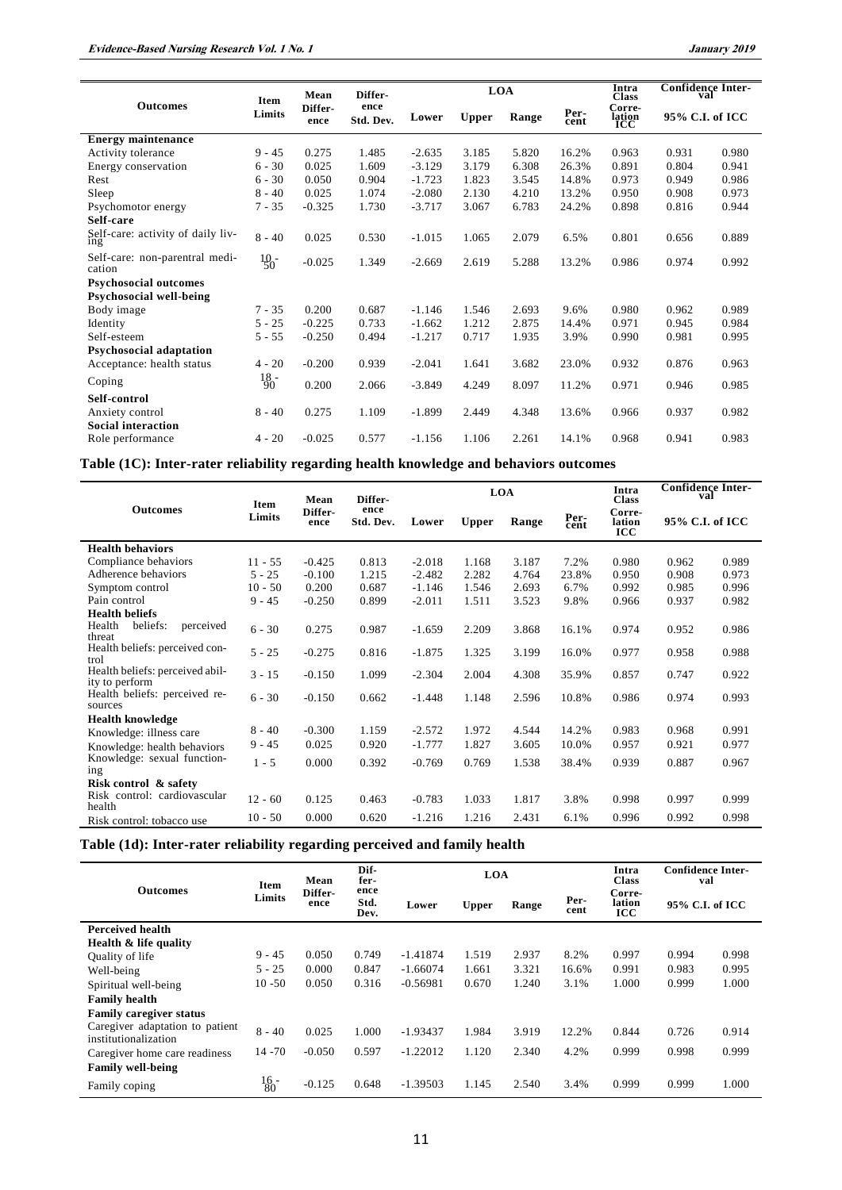| Outcomes | Item Limits | Mean Difference | Difference Std. Dev. | LOA | | | Percent | Intra Class Correlation ICC | Confidence Interval | |
|---|---|---|---|---|---|---|---|---|---|---|
| | | | | Lower | Upper | Range | | | 95% C.I. of ICC | |
| **Energy maintenance** | | | | | | | | | | |
| Activity tolerance | 9 - 45 | 0.275 | 1.485 | -2.635 | 3.185 | 5.820 | 16.2% | 0.963 | 0.931 | 0.980 |
| Energy conservation | 6 - 30 | 0.025 | 1.609 | -3.129 | 3.179 | 6.308 | 26.3% | 0.891 | 0.804 | 0.941 |
| Rest | 6 - 30 | 0.050 | 0.904 | -1.723 | 1.823 | 3.545 | 14.8% | 0.973 | 0.949 | 0.986 |
| Sleep | 8 - 40 | 0.025 | 1.074 | -2.080 | 2.130 | 4.210 | 13.2% | 0.950 | 0.908 | 0.973 |
| Psychomotor energy | 7 - 35 | -0.325 | 1.730 | -3.717 | 3.067 | 6.783 | 24.2% | 0.898 | 0.816 | 0.944 |
| **Self-care** | | | | | | | | | | |
| Self-care: activity of daily living | 8 - 40 | 0.025 | 0.530 | -1.015 | 1.065 | 2.079 | 6.5% | 0.801 | 0.656 | 0.889 |
| Self-care: non-parentral medication | 10 - 50 | -0.025 | 1.349 | -2.669 | 2.619 | 5.288 | 13.2% | 0.986 | 0.974 | 0.992 |
| **Psychosocial outcomes** | | | | | | | | | | |
| **Psychosocial well-being** | | | | | | | | | | |
| Body image | 7 - 35 | 0.200 | 0.687 | -1.146 | 1.546 | 2.693 | 9.6% | 0.980 | 0.962 | 0.989 |
| Identity | 5 - 25 | -0.225 | 0.733 | -1.662 | 1.212 | 2.875 | 14.4% | 0.971 | 0.945 | 0.984 |
| Self-esteem | 5 - 55 | -0.250 | 0.494 | -1.217 | 0.717 | 1.935 | 3.9% | 0.990 | 0.981 | 0.995 |
| **Psychosocial adaptation** | | | | | | | | | | |
| Acceptance: health status | 4 - 20 | -0.200 | 0.939 | -2.041 | 1.641 | 3.682 | 23.0% | 0.932 | 0.876 | 0.963 |
| Coping | 18 - 90 | 0.200 | 2.066 | -3.849 | 4.249 | 8.097 | 11.2% | 0.971 | 0.946 | 0.985 |
| **Self-control** | | | | | | | | | | |
| Anxiety control | 8 - 40 | 0.275 | 1.109 | -1.899 | 2.449 | 4.348 | 13.6% | 0.966 | 0.937 | 0.982 |
| **Social interaction** | | | | | | | | | | |
| Role performance | 4 - 20 | -0.025 | 0.577 | -1.156 | 1.106 | 2.261 | 14.1% | 0.968 | 0.941 | 0.983 |

**Table (1C): Inter-rater reliability regarding health knowledge and behaviors outcomes**

| Outcomes | Item Limits | Mean Difference | Difference Std. Dev. | LOA | | | Percent | Intra Class Correlation ICC | Confidence Interval | |
|---|---|---|---|---|---|---|---|---|---|---|
| | | | | Lower | Upper | Range | | | 95% C.I. of ICC | |
| **Health behaviors** | | | | | | | | | | |
| Compliance behaviors | 11 - 55 | -0.425 | 0.813 | -2.018 | 1.168 | 3.187 | 7.2% | 0.980 | 0.962 | 0.989 |
| Adherence behaviors | 5 - 25 | -0.100 | 1.215 | -2.482 | 2.282 | 4.764 | 23.8% | 0.950 | 0.908 | 0.973 |
| Symptom control | 10 - 50 | 0.200 | 0.687 | -1.146 | 1.546 | 2.693 | 6.7% | 0.992 | 0.985 | 0.996 |
| Pain control | 9 - 45 | -0.250 | 0.899 | -2.011 | 1.511 | 3.523 | 9.8% | 0.966 | 0.937 | 0.982 |
| **Health beliefs** | | | | | | | | | | |
| Health beliefs: perceived threat | 6 - 30 | 0.275 | 0.987 | -1.659 | 2.209 | 3.868 | 16.1% | 0.974 | 0.952 | 0.986 |
| Health beliefs: perceived control | 5 - 25 | -0.275 | 0.816 | -1.875 | 1.325 | 3.199 | 16.0% | 0.977 | 0.958 | 0.988 |
| Health beliefs: perceived ability to perform | 3 - 15 | -0.150 | 1.099 | -2.304 | 2.004 | 4.308 | 35.9% | 0.857 | 0.747 | 0.922 |
| Health beliefs: perceived resources | 6 - 30 | -0.150 | 0.662 | -1.448 | 1.148 | 2.596 | 10.8% | 0.986 | 0.974 | 0.993 |
| **Health knowledge** | | | | | | | | | | |
| Knowledge: illness care | 8 - 40 | -0.300 | 1.159 | -2.572 | 1.972 | 4.544 | 14.2% | 0.983 | 0.968 | 0.991 |
| Knowledge: health behaviors | 9 - 45 | 0.025 | 0.920 | -1.777 | 1.827 | 3.605 | 10.0% | 0.957 | 0.921 | 0.977 |
| Knowledge: sexual functioning | 1 - 5 | 0.000 | 0.392 | -0.769 | 0.769 | 1.538 | 38.4% | 0.939 | 0.887 | 0.967 |
| **Risk control & safety** | | | | | | | | | | |
| Risk control: cardiovascular health | 12 - 60 | 0.125 | 0.463 | -0.783 | 1.033 | 1.817 | 3.8% | 0.998 | 0.997 | 0.999 |
| Risk control: tobacco use | 10 - 50 | 0.000 | 0.620 | -1.216 | 1.216 | 2.431 | 6.1% | 0.996 | 0.992 | 0.998 |

**Table (1d): Inter-rater reliability regarding perceived and family health**

| Outcomes | Item Limits | Mean Difference | Difference Std. Dev. | LOA | | | Percent | Intra Class Correlation ICC | Confidence Interval | |
|---|---|---|---|---|---|---|---|---|---|---|
| | | | | Lower | Upper | Range | | | 95% C.I. of ICC | |
| **Perceived health** | | | | | | | | | | |
| **Health & life quality** | | | | | | | | | | |
| Quality of life | 9 - 45 | 0.050 | 0.749 | -1.41874 | 1.519 | 2.937 | 8.2% | 0.997 | 0.994 | 0.998 |
| Well-being | 5 - 25 | 0.000 | 0.847 | -1.66074 | 1.661 | 3.321 | 16.6% | 0.991 | 0.983 | 0.995 |
| Spiritual well-being | 10 -50 | 0.050 | 0.316 | -0.56981 | 0.670 | 1.240 | 3.1% | 1.000 | 0.999 | 1.000 |
| **Family health** | | | | | | | | | | |
| **Family caregiver status** | | | | | | | | | | |
| Caregiver adaptation to patient institutionalization | 8 - 40 | 0.025 | 1.000 | -1.93437 | 1.984 | 3.919 | 12.2% | 0.844 | 0.726 | 0.914 |
| Caregiver home care readiness | 14 -70 | -0.050 | 0.597 | -1.22012 | 1.120 | 2.340 | 4.2% | 0.999 | 0.998 | 0.999 |
| **Family well-being** | | | | | | | | | | |
| Family coping | 16 - 80 | -0.125 | 0.648 | -1.39503 | 1.145 | 2.540 | 3.4% | 0.999 | 0.999 | 1.000 |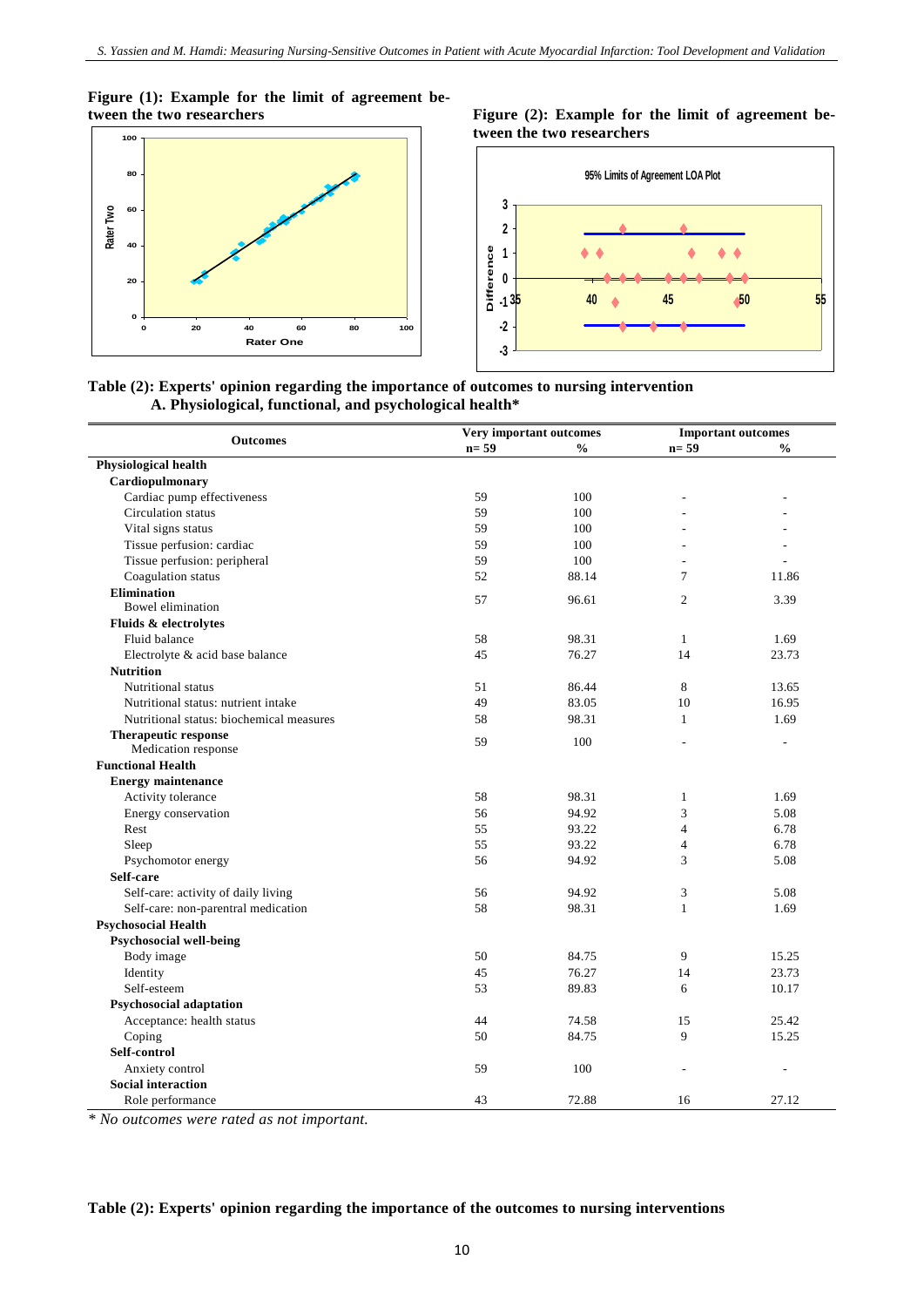**Figure (1): Example for the limit of agreement between the two researchers**

**Figure (2): Example for the limit of agreement between the two researchers**

**Table (2): Experts' opinion regarding the importance of outcomes to nursing intervention**
**A. Physiological, functional, and psychological health***

| Outcomes | Very important outcomes | | Important outcomes | |
|---|---|---|---|---|
| | n= 59 | % | n= 59 | % |
| **Physiological health** | | | | |
| **Cardiopulmonary** | | | | |
| Cardiac pump effectiveness | 59 | 100 | - | - |
| Circulation status | 59 | 100 | - | - |
| Vital signs status | 59 | 100 | - | - |
| Tissue perfusion: cardiac | 59 | 100 | - | - |
| Tissue perfusion: peripheral | 59 | 100 | - | - |
| Coagulation status | 52 | 88.14 | 7 | 11.86 |
| **Elimination** Bowel elimination | 57 | 96.61 | 2 | 3.39 |
| **Fluids & electrolytes** | | | | |
| Fluid balance | 58 | 98.31 | 1 | 1.69 |
| Electrolyte & acid base balance | 45 | 76.27 | 14 | 23.73 |
| **Nutrition** | | | | |
| Nutritional status | 51 | 86.44 | 8 | 13.65 |
| Nutritional status: nutrient intake | 49 | 83.05 | 10 | 16.95 |
| Nutritional status: biochemical measures | 58 | 98.31 | 1 | 1.69 |
| **Therapeutic response** Medication response | 59 | 100 | - | - |
| **Functional Health** | | | | |
| **Energy maintenance** | | | | |
| Activity tolerance | 58 | 98.31 | 1 | 1.69 |
| Energy conservation | 56 | 94.92 | 3 | 5.08 |
| Rest | 55 | 93.22 | 4 | 6.78 |
| Sleep | 55 | 93.22 | 4 | 6.78 |
| Psychomotor energy | 56 | 94.92 | 3 | 5.08 |
| **Self-care** | | | | |
| Self-care: activity of daily living | 56 | 94.92 | 3 | 5.08 |
| Self-care: non-parentral medication | 58 | 98.31 | 1 | 1.69 |
| **Psychosocial Health** | | | | |
| **Psychosocial well-being** | | | | |
| Body image | 50 | 84.75 | 9 | 15.25 |
| Identity | 45 | 76.27 | 14 | 23.73 |
| Self-esteem | 53 | 89.83 | 6 | 10.17 |
| **Psychosocial adaptation** | | | | |
| Acceptance: health status | 44 | 74.58 | 15 | 25.42 |
| Coping | 50 | 84.75 | 9 | 15.25 |
| **Self-control** | | | | |
| Anxiety control | 59 | 100 | - | - |
| **Social interaction** | | | | |
| Role performance | 43 | 72.88 | 16 | 27.12 |

*\* No outcomes were rated as not important.*

**Table (2): Experts' opinion regarding the importance of the outcomes to nursing interventions**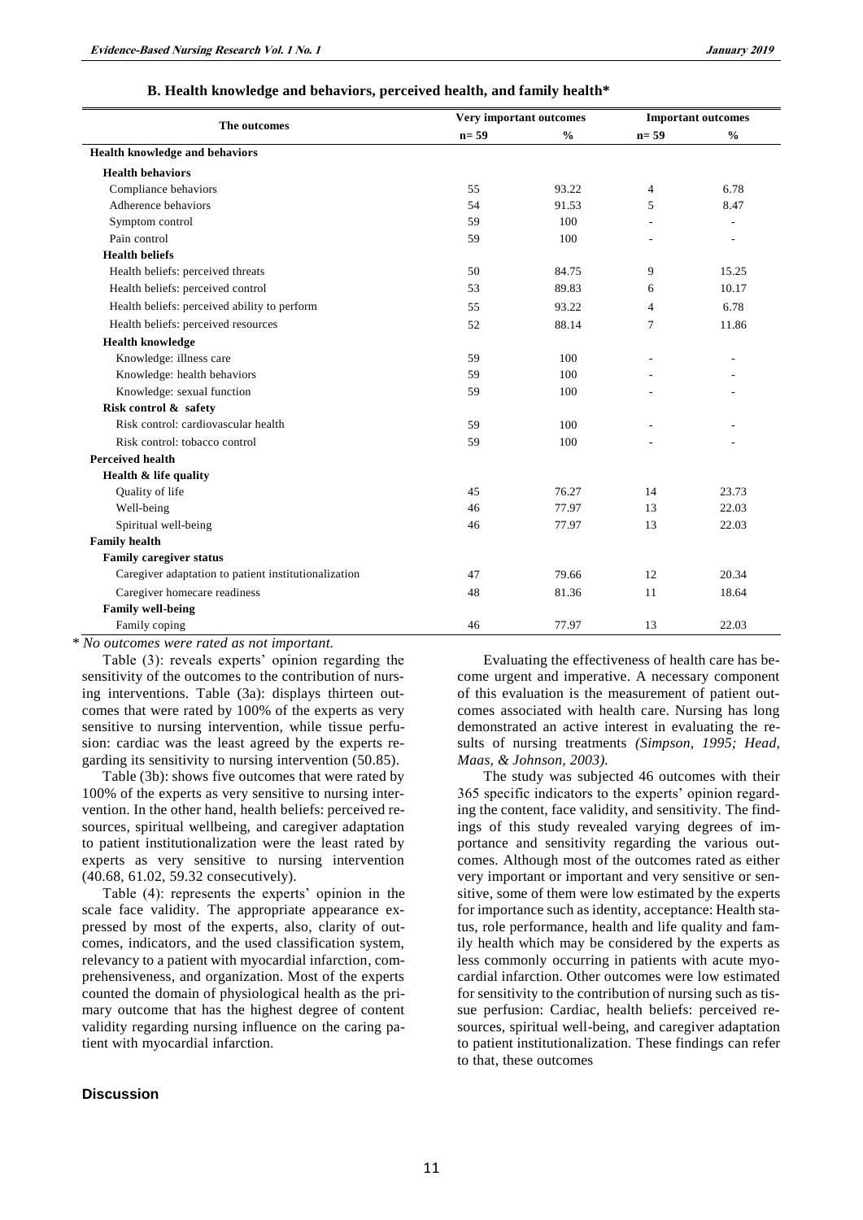#### B. Health knowledge and behaviors, perceived health, and family health*

| The outcomes | Very important outcomes | | Important outcomes | |
|---|---|---|---|---|
| | n= 59 | % | n= 59 | % |
| **Health knowledge and behaviors** | | | | |
| **Health behaviors** | | | | |
| Compliance behaviors | 55 | 93.22 | 4 | 6.78 |
| Adherence behaviors | 54 | 91.53 | 5 | 8.47 |
| Symptom control | 59 | 100 | - | - |
| Pain control | 59 | 100 | - | - |
| **Health beliefs** | | | | |
| Health beliefs: perceived threats | 50 | 84.75 | 9 | 15.25 |
| Health beliefs: perceived control | 53 | 89.83 | 6 | 10.17 |
| Health beliefs: perceived ability to perform | 55 | 93.22 | 4 | 6.78 |
| Health beliefs: perceived resources | 52 | 88.14 | 7 | 11.86 |
| **Health knowledge** | | | | |
| Knowledge: illness care | 59 | 100 | - | - |
| Knowledge: health behaviors | 59 | 100 | - | - |
| Knowledge: sexual function | 59 | 100 | - | - |
| **Risk control & safety** | | | | |
| Risk control: cardiovascular health | 59 | 100 | - | - |
| Risk control: tobacco control | 59 | 100 | - | - |
| **Perceived health** | | | | |
| **Health & life quality** | | | | |
| Quality of life | 45 | 76.27 | 14 | 23.73 |
| Well-being | 46 | 77.97 | 13 | 22.03 |
| Spiritual well-being | 46 | 77.97 | 13 | 22.03 |
| **Family health** | | | | |
| **Family caregiver status** | | | | |
| Caregiver adaptation to patient institutionalization | 47 | 79.66 | 12 | 20.34 |
| Caregiver homecare readiness | 48 | 81.36 | 11 | 18.64 |
| **Family well-being** | | | | |
| Family coping | 46 | 77.97 | 13 | 22.03 |

*\* No outcomes were rated as not important.*

Table (3): reveals experts' opinion regarding the sensitivity of the outcomes to the contribution of nursing interventions. Table (3a): displays thirteen outcomes that were rated by 100% of the experts as very sensitive to nursing intervention, while tissue perfusion: cardiac was the least agreed by the experts regarding its sensitivity to nursing intervention (50.85).

Table (3b): shows five outcomes that were rated by 100% of the experts as very sensitive to nursing intervention. In the other hand, health beliefs: perceived resources, spiritual wellbeing, and caregiver adaptation to patient institutionalization were the least rated by experts as very sensitive to nursing intervention (40.68, 61.02, 59.32 consecutively).

Table (4): represents the experts' opinion in the scale face validity. The appropriate appearance expressed by most of the experts, also, clarity of outcomes, indicators, and the used classification system, relevancy to a patient with myocardial infarction, comprehensiveness, and organization. Most of the experts counted the domain of physiological health as the primary outcome that has the highest degree of content validity regarding nursing influence on the caring patient with myocardial infarction.

## Discussion

Evaluating the effectiveness of health care has become urgent and imperative. A necessary component of this evaluation is the measurement of patient outcomes associated with health care. Nursing has long demonstrated an active interest in evaluating the results of nursing treatments *(Simpson, 1995; Head, Maas, & Johnson, 2003).*

The study was subjected 46 outcomes with their 365 specific indicators to the experts' opinion regarding the content, face validity, and sensitivity. The findings of this study revealed varying degrees of importance and sensitivity regarding the various outcomes. Although most of the outcomes rated as either very important or important and very sensitive or sensitive, some of them were low estimated by the experts for importance such as identity, acceptance: Health status, role performance, health and life quality and family health which may be considered by the experts as less commonly occurring in patients with acute myocardial infarction. Other outcomes were low estimated for sensitivity to the contribution of nursing such as tissue perfusion: Cardiac, health beliefs: perceived resources, spiritual well-being, and caregiver adaptation to patient institutionalization. These findings can refer to that, these outcomes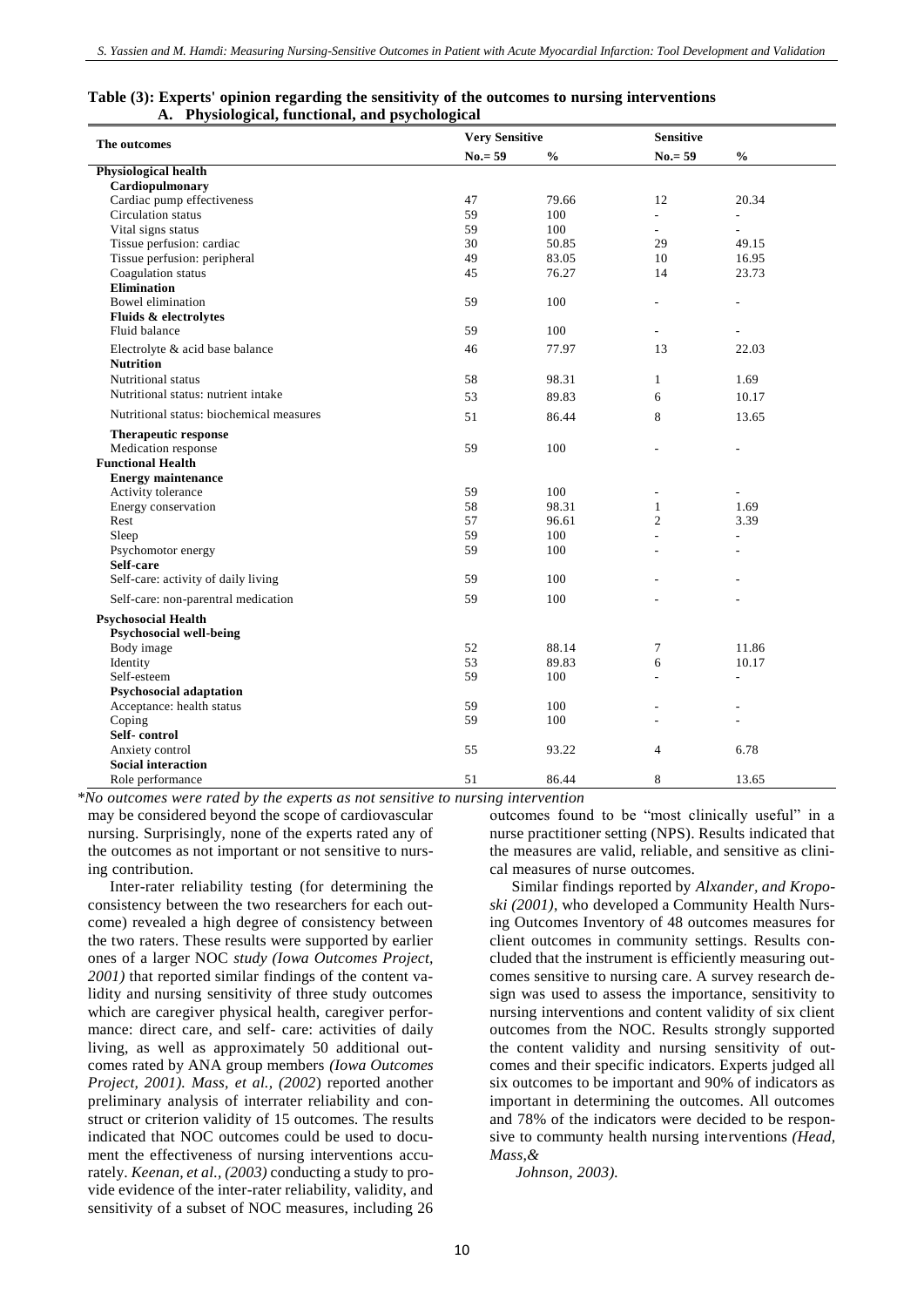**Table (3): Experts' opinion regarding the sensitivity of the outcomes to nursing interventions**
**A. Physiological, functional, and psychological**

| The outcomes | Very Sensitive | | Sensitive | |
|---|---|---|---|---|
| | No.= 59 | % | No.= 59 | % |
| **Physiological health** | | | | |
| **Cardiopulmonary** | | | | |
| Cardiac pump effectiveness | 47 | 79.66 | 12 | 20.34 |
| Circulation status | 59 | 100 | - | - |
| Vital signs status | 59 | 100 | - | - |
| Tissue perfusion: cardiac | 30 | 50.85 | 29 | 49.15 |
| Tissue perfusion: peripheral | 49 | 83.05 | 10 | 16.95 |
| Coagulation status | 45 | 76.27 | 14 | 23.73 |
| **Elimination** | | | | |
| Bowel elimination | 59 | 100 | - | - |
| **Fluids & electrolytes** | | | | |
| Fluid balance | 59 | 100 | - | - |
| Electrolyte & acid base balance | 46 | 77.97 | 13 | 22.03 |
| **Nutrition** | | | | |
| Nutritional status | 58 | 98.31 | 1 | 1.69 |
| Nutritional status: nutrient intake | 53 | 89.83 | 6 | 10.17 |
| Nutritional status: biochemical measures | 51 | 86.44 | 8 | 13.65 |
| **Therapeutic response** | | | | |
| Medication response | 59 | 100 | - | - |
| **Functional Health** | | | | |
| **Energy maintenance** | | | | |
| Activity tolerance | 59 | 100 | - | - |
| Energy conservation | 58 | 98.31 | 1 | 1.69 |
| Rest | 57 | 96.61 | 2 | 3.39 |
| Sleep | 59 | 100 | - | - |
| Psychomotor energy | 59 | 100 | - | - |
| **Self-care** | | | | |
| Self-care: activity of daily living | 59 | 100 | - | - |
| Self-care: non-parentral medication | 59 | 100 | - | - |
| **Psychosocial Health** | | | | |
| **Psychosocial well-being** | | | | |
| Body image | 52 | 88.14 | 7 | 11.86 |
| Identity | 53 | 89.83 | 6 | 10.17 |
| Self-esteem | 59 | 100 | - | - |
| **Psychosocial adaptation** | | | | |
| Acceptance: health status | 59 | 100 | - | - |
| Coping | 59 | 100 | - | - |
| **Self- control** | | | | |
| Anxiety control | 55 | 93.22 | 4 | 6.78 |
| **Social interaction** | | | | |
| Role performance | 51 | 86.44 | 8 | 13.65 |

*\*No outcomes were rated by the experts as not sensitive to nursing intervention*

may be considered beyond the scope of cardiovascular nursing. Surprisingly, none of the experts rated any of the outcomes as not important or not sensitive to nursing contribution.

Inter-rater reliability testing (for determining the consistency between the two researchers for each outcome) revealed a high degree of consistency between the two raters. These results were supported by earlier ones of a larger NOC *study (Iowa Outcomes Project, 2001)* that reported similar findings of the content validity and nursing sensitivity of three study outcomes which are caregiver physical health, caregiver performance: direct care, and self- care: activities of daily living, as well as approximately 50 additional outcomes rated by ANA group members *(Iowa Outcomes Project, 2001). Mass, et al., (2002*) reported another preliminary analysis of interrater reliability and construct or criterion validity of 15 outcomes. The results indicated that NOC outcomes could be used to document the effectiveness of nursing interventions accurately. *Keenan, et al., (2003)* conducting a study to provide evidence of the inter-rater reliability, validity, and sensitivity of a subset of NOC measures, including 26 outcomes found to be "most clinically useful" in a nurse practitioner setting (NPS). Results indicated that the measures are valid, reliable, and sensitive as clinical measures of nurse outcomes.

Similar findings reported by *Alxander, and Kroposki (2001)*, who developed a Community Health Nursing Outcomes Inventory of 48 outcomes measures for client outcomes in community settings. Results concluded that the instrument is efficiently measuring outcomes sensitive to nursing care. A survey research design was used to assess the importance, sensitivity to nursing interventions and content validity of six client outcomes from the NOC. Results strongly supported the content validity and nursing sensitivity of outcomes and their specific indicators. Experts judged all six outcomes to be important and 90% of indicators as important in determining the outcomes. All outcomes and 78% of the indicators were decided to be responsive to communty health nursing interventions *(Head, Mass,& Johnson, 2003).*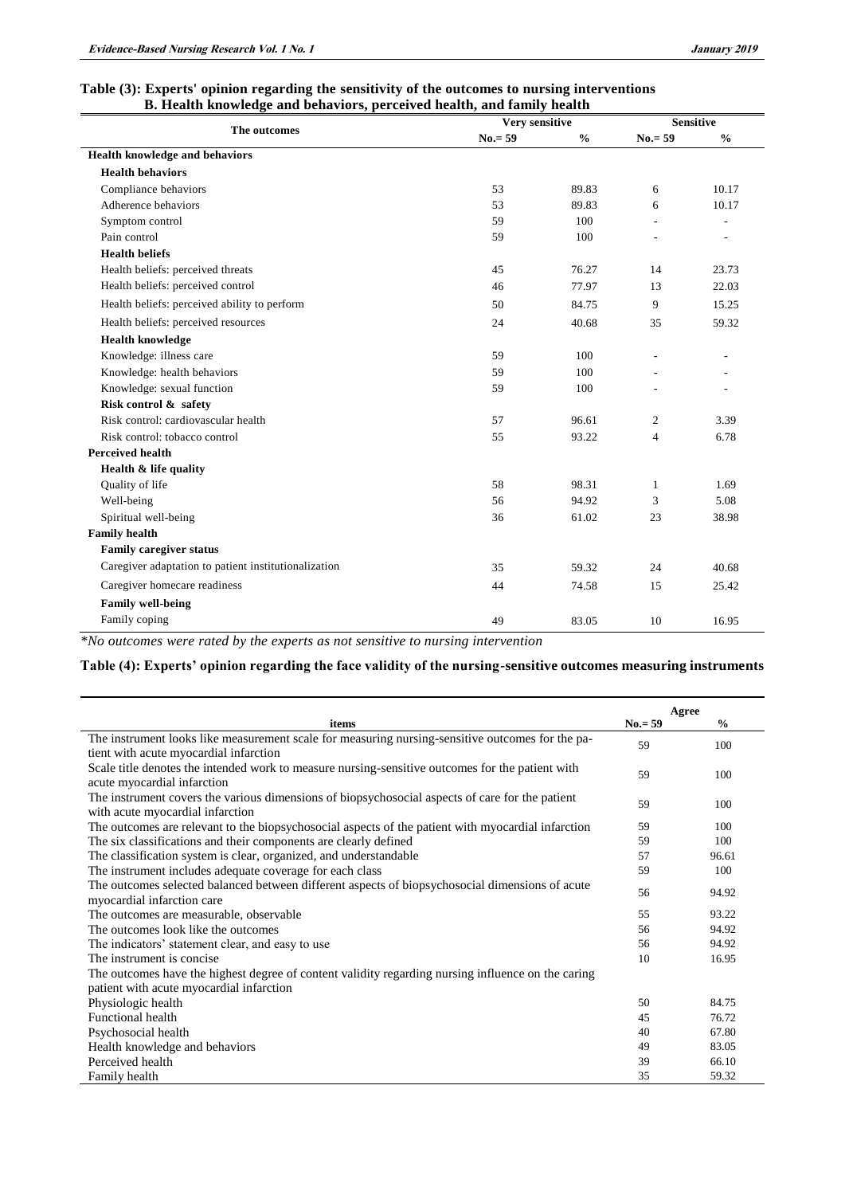**Table (3): Experts' opinion regarding the sensitivity of the outcomes to nursing interventions**
**B. Health knowledge and behaviors, perceived health, and family health**

| The outcomes | Very sensitive | | Sensitive | |
|---|---|---|---|---|
| | No.= 59 | % | No.= 59 | % |
| **Health knowledge and behaviors** | | | | |
| **Health behaviors** | | | | |
| Compliance behaviors | 53 | 89.83 | 6 | 10.17 |
| Adherence behaviors | 53 | 89.83 | 6 | 10.17 |
| Symptom control | 59 | 100 | - | - |
| Pain control | 59 | 100 | - | - |
| **Health beliefs** | | | | |
| Health beliefs: perceived threats | 45 | 76.27 | 14 | 23.73 |
| Health beliefs: perceived control | 46 | 77.97 | 13 | 22.03 |
| Health beliefs: perceived ability to perform | 50 | 84.75 | 9 | 15.25 |
| Health beliefs: perceived resources | 24 | 40.68 | 35 | 59.32 |
| **Health knowledge** | | | | |
| Knowledge: illness care | 59 | 100 | - | - |
| Knowledge: health behaviors | 59 | 100 | - | - |
| Knowledge: sexual function | 59 | 100 | - | - |
| **Risk control & safety** | | | | |
| Risk control: cardiovascular health | 57 | 96.61 | 2 | 3.39 |
| Risk control: tobacco control | 55 | 93.22 | 4 | 6.78 |
| **Perceived health** | | | | |
| **Health & life quality** | | | | |
| Quality of life | 58 | 98.31 | 1 | 1.69 |
| Well-being | 56 | 94.92 | 3 | 5.08 |
| Spiritual well-being | 36 | 61.02 | 23 | 38.98 |
| **Family health** | | | | |
| **Family caregiver status** | | | | |
| Caregiver adaptation to patient institutionalization | 35 | 59.32 | 24 | 40.68 |
| Caregiver homecare readiness | 44 | 74.58 | 15 | 25.42 |
| **Family well-being** | | | | |
| Family coping | 49 | 83.05 | 10 | 16.95 |

*\*No outcomes were rated by the experts as not sensitive to nursing intervention*

**Table (4): Experts' opinion regarding the face validity of the nursing-sensitive outcomes measuring instruments**

| items | Agree | |
|---|---|---|
| | No.= 59 | % |
| The instrument looks like measurement scale for measuring nursing-sensitive outcomes for the patient with acute myocardial infarction | 59 | 100 |
| Scale title denotes the intended work to measure nursing-sensitive outcomes for the patient with acute myocardial infarction | 59 | 100 |
| The instrument covers the various dimensions of biopsychosocial aspects of care for the patient with acute myocardial infarction | 59 | 100 |
| The outcomes are relevant to the biopsychosocial aspects of the patient with myocardial infarction | 59 | 100 |
| The six classifications and their components are clearly defined | 59 | 100 |
| The classification system is clear, organized, and understandable | 57 | 96.61 |
| The instrument includes adequate coverage for each class | 59 | 100 |
| The outcomes selected balanced between different aspects of biopsychosocial dimensions of acute myocardial infarction care | 56 | 94.92 |
| The outcomes are measurable, observable | 55 | 93.22 |
| The outcomes look like the outcomes | 56 | 94.92 |
| The indicators' statement clear, and easy to use | 56 | 94.92 |
| The instrument is concise | 10 | 16.95 |
| The outcomes have the highest degree of content validity regarding nursing influence on the caring patient with acute myocardial infarction | | |
| Physiologic health | 50 | 84.75 |
| Functional health | 45 | 76.72 |
| Psychosocial health | 40 | 67.80 |
| Health knowledge and behaviors | 49 | 83.05 |
| Perceived health | 39 | 66.10 |
| Family health | 35 | 59.32 |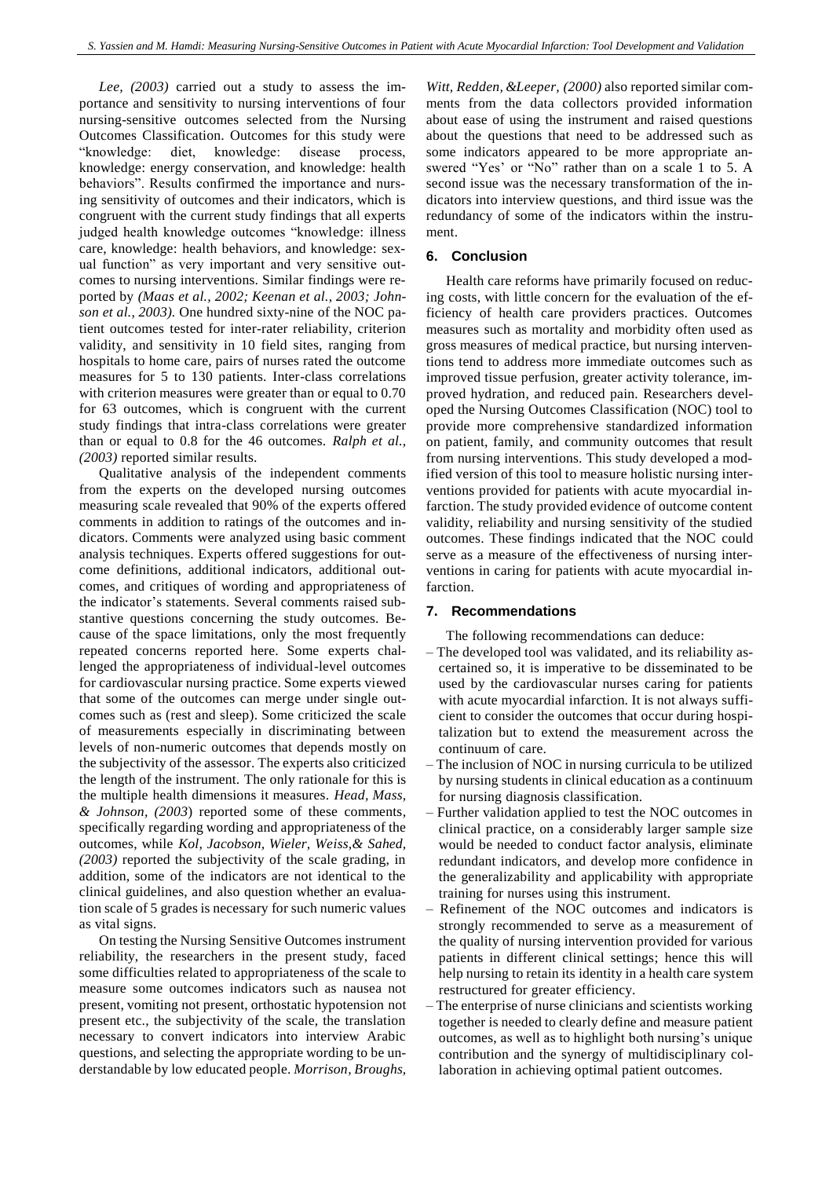*Lee, (2003)* carried out a study to assess the importance and sensitivity to nursing interventions of four nursing-sensitive outcomes selected from the Nursing Outcomes Classification. Outcomes for this study were "knowledge: diet, knowledge: disease process, knowledge: energy conservation, and knowledge: health behaviors". Results confirmed the importance and nursing sensitivity of outcomes and their indicators, which is congruent with the current study findings that all experts judged health knowledge outcomes "knowledge: illness care, knowledge: health behaviors, and knowledge: sexual function" as very important and very sensitive outcomes to nursing interventions. Similar findings were reported by *(Maas et al., 2002; Keenan et al., 2003; Johnson et al., 2003).* One hundred sixty-nine of the NOC patient outcomes tested for inter-rater reliability, criterion validity, and sensitivity in 10 field sites, ranging from hospitals to home care, pairs of nurses rated the outcome measures for 5 to 130 patients. Inter-class correlations with criterion measures were greater than or equal to 0.70 for 63 outcomes, which is congruent with the current study findings that intra-class correlations were greater than or equal to 0.8 for the 46 outcomes. *Ralph et al., (2003)* reported similar results.

Qualitative analysis of the independent comments from the experts on the developed nursing outcomes measuring scale revealed that 90% of the experts offered comments in addition to ratings of the outcomes and indicators. Comments were analyzed using basic comment analysis techniques. Experts offered suggestions for outcome definitions, additional indicators, additional outcomes, and critiques of wording and appropriateness of the indicator's statements. Several comments raised substantive questions concerning the study outcomes. Because of the space limitations, only the most frequently repeated concerns reported here. Some experts challenged the appropriateness of individual-level outcomes for cardiovascular nursing practice. Some experts viewed that some of the outcomes can merge under single outcomes such as (rest and sleep). Some criticized the scale of measurements especially in discriminating between levels of non-numeric outcomes that depends mostly on the subjectivity of the assessor. The experts also criticized the length of the instrument. The only rationale for this is the multiple health dimensions it measures. *Head, Mass, & Johnson, (2003*) reported some of these comments, specifically regarding wording and appropriateness of the outcomes, while *Kol, Jacobson, Wieler, Weiss,& Sahed, (2003)* reported the subjectivity of the scale grading, in addition, some of the indicators are not identical to the clinical guidelines, and also question whether an evaluation scale of 5 grades is necessary for such numeric values as vital signs.

On testing the Nursing Sensitive Outcomes instrument reliability, the researchers in the present study, faced some difficulties related to appropriateness of the scale to measure some outcomes indicators such as nausea not present, vomiting not present, orthostatic hypotension not present etc., the subjectivity of the scale, the translation necessary to convert indicators into interview Arabic questions, and selecting the appropriate wording to be understandable by low educated people. *Morrison, Broughs, Witt, Redden, &Leeper, (2000)* also reported similar comments from the data collectors provided information about ease of using the instrument and raised questions about the questions that need to be addressed such as some indicators appeared to be more appropriate answered "Yes' or "No" rather than on a scale 1 to 5. A second issue was the necessary transformation of the indicators into interview questions, and third issue was the redundancy of some of the indicators within the instrument.

## 6. Conclusion

Health care reforms have primarily focused on reducing costs, with little concern for the evaluation of the efficiency of health care providers practices. Outcomes measures such as mortality and morbidity often used as gross measures of medical practice, but nursing interventions tend to address more immediate outcomes such as improved tissue perfusion, greater activity tolerance, improved hydration, and reduced pain. Researchers developed the Nursing Outcomes Classification (NOC) tool to provide more comprehensive standardized information on patient, family, and community outcomes that result from nursing interventions. This study developed a modified version of this tool to measure holistic nursing interventions provided for patients with acute myocardial infarction. The study provided evidence of outcome content validity, reliability and nursing sensitivity of the studied outcomes. These findings indicated that the NOC could serve as a measure of the effectiveness of nursing interventions in caring for patients with acute myocardial infarction.

## 7. Recommendations

The following recommendations can deduce:

– The developed tool was validated, and its reliability ascertained so, it is imperative to be disseminated to be used by the cardiovascular nurses caring for patients with acute myocardial infarction. It is not always sufficient to consider the outcomes that occur during hospitalization but to extend the measurement across the continuum of care.
– The inclusion of NOC in nursing curricula to be utilized by nursing students in clinical education as a continuum for nursing diagnosis classification.
– Further validation applied to test the NOC outcomes in clinical practice, on a considerably larger sample size would be needed to conduct factor analysis, eliminate redundant indicators, and develop more confidence in the generalizability and applicability with appropriate training for nurses using this instrument.
– Refinement of the NOC outcomes and indicators is strongly recommended to serve as a measurement of the quality of nursing intervention provided for various patients in different clinical settings; hence this will help nursing to retain its identity in a health care system restructured for greater efficiency.
– The enterprise of nurse clinicians and scientists working together is needed to clearly define and measure patient outcomes, as well as to highlight both nursing's unique contribution and the synergy of multidisciplinary collaboration in achieving optimal patient outcomes.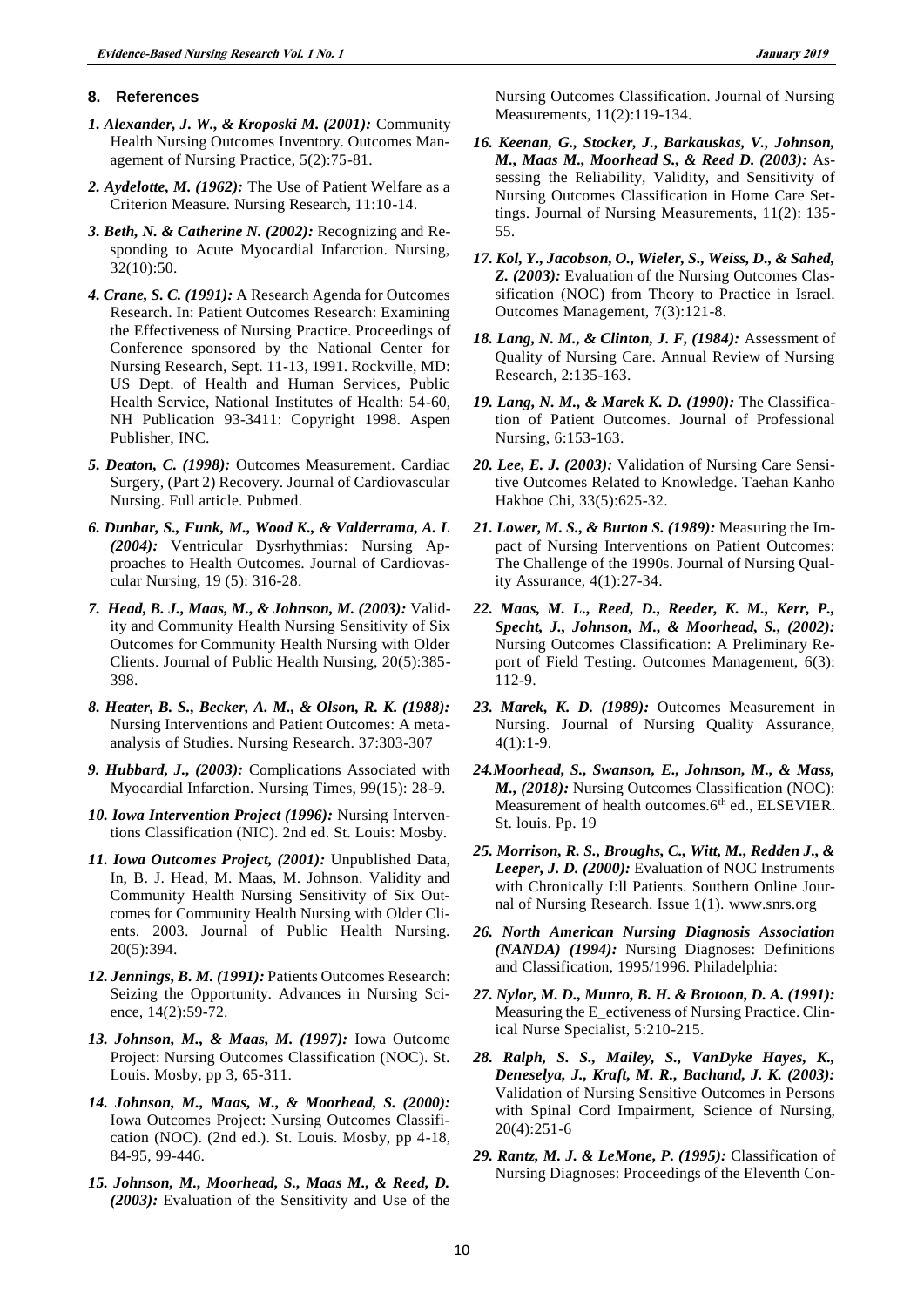## 8. References

***1. Alexander, J. W., & Kroposki M. (2001):*** Community Health Nursing Outcomes Inventory. Outcomes Management of Nursing Practice, 5(2):75-81.

***2. Aydelotte, M. (1962):*** The Use of Patient Welfare as a Criterion Measure. Nursing Research, 11:10-14.

***3. Beth, N. & Catherine N. (2002):*** Recognizing and Responding to Acute Myocardial Infarction. Nursing, 32(10):50.

***4. Crane, S. C. (1991):*** A Research Agenda for Outcomes Research. In: Patient Outcomes Research: Examining the Effectiveness of Nursing Practice. Proceedings of Conference sponsored by the National Center for Nursing Research, Sept. 11-13, 1991. Rockville, MD: US Dept. of Health and Human Services, Public Health Service, National Institutes of Health: 54-60, NH Publication 93-3411: Copyright 1998. Aspen Publisher, INC.

***5. Deaton, C. (1998):*** Outcomes Measurement. Cardiac Surgery, (Part 2) Recovery. Journal of Cardiovascular Nursing. Full article. Pubmed.

***6. Dunbar, S., Funk, M., Wood K., & Valderrama, A. L (2004):*** Ventricular Dysrhythmias: Nursing Approaches to Health Outcomes. Journal of Cardiovascular Nursing, 19 (5): 316-28.

***7. Head, B. J., Maas, M., & Johnson, M. (2003):*** Validity and Community Health Nursing Sensitivity of Six Outcomes for Community Health Nursing with Older Clients. Journal of Public Health Nursing, 20(5):385-398.

***8. Heater, B. S., Becker, A. M., & Olson, R. K. (1988):*** Nursing Interventions and Patient Outcomes: A meta-analysis of Studies. Nursing Research. 37:303-307

***9. Hubbard, J., (2003):*** Complications Associated with Myocardial Infarction. Nursing Times, 99(15): 28-9.

***10. Iowa Intervention Project (1996):*** Nursing Interventions Classification (NIC). 2nd ed. St. Louis: Mosby.

***11. Iowa Outcomes Project, (2001):*** Unpublished Data, In, B. J. Head, M. Maas, M. Johnson. Validity and Community Health Nursing Sensitivity of Six Outcomes for Community Health Nursing with Older Clients. 2003. Journal of Public Health Nursing. 20(5):394.

***12. Jennings, B. M. (1991):*** Patients Outcomes Research: Seizing the Opportunity. Advances in Nursing Science, 14(2):59-72.

***13. Johnson, M., & Maas, M. (1997):*** Iowa Outcome Project: Nursing Outcomes Classification (NOC). St. Louis. Mosby, pp 3, 65-311.

***14. Johnson, M., Maas, M., & Moorhead, S. (2000):*** Iowa Outcomes Project: Nursing Outcomes Classification (NOC). (2nd ed.). St. Louis. Mosby, pp 4-18, 84-95, 99-446.

***15. Johnson, M., Moorhead, S., Maas M., & Reed, D. (2003):*** Evaluation of the Sensitivity and Use of the Nursing Outcomes Classification. Journal of Nursing Measurements, 11(2):119-134.

***16. Keenan, G., Stocker, J., Barkauskas, V., Johnson, M., Maas M., Moorhead S., & Reed D. (2003):*** Assessing the Reliability, Validity, and Sensitivity of Nursing Outcomes Classification in Home Care Settings. Journal of Nursing Measurements, 11(2): 135-55.

***17. Kol, Y., Jacobson, O., Wieler, S., Weiss, D., & Sahed, Z. (2003):*** Evaluation of the Nursing Outcomes Classification (NOC) from Theory to Practice in Israel. Outcomes Management, 7(3):121-8.

***18. Lang, N. M., & Clinton, J. F, (1984):*** Assessment of Quality of Nursing Care. Annual Review of Nursing Research, 2:135-163.

***19. Lang, N. M., & Marek K. D. (1990):*** The Classification of Patient Outcomes. Journal of Professional Nursing, 6:153-163.

***20. Lee, E. J. (2003):*** Validation of Nursing Care Sensitive Outcomes Related to Knowledge. Taehan Kanho Hakhoe Chi, 33(5):625-32.

***21. Lower, M. S., & Burton S. (1989):*** Measuring the Impact of Nursing Interventions on Patient Outcomes: The Challenge of the 1990s. Journal of Nursing Quality Assurance, 4(1):27-34.

***22. Maas, M. L., Reed, D., Reeder, K. M., Kerr, P., Specht, J., Johnson, M., & Moorhead, S., (2002):*** Nursing Outcomes Classification: A Preliminary Report of Field Testing. Outcomes Management, 6(3): 112-9.

***23. Marek, K. D. (1989):*** Outcomes Measurement in Nursing. Journal of Nursing Quality Assurance, 4(1):1-9.

***24.Moorhead, S., Swanson, E., Johnson, M., & Mass, M., (2018):*** Nursing Outcomes Classification (NOC): Measurement of health outcomes.6th ed., ELSEVIER. St. louis. Pp. 19

***25. Morrison, R. S., Broughs, C., Witt, M., Redden J., & Leeper, J. D. (2000):*** Evaluation of NOC Instruments with Chronically I:ll Patients. Southern Online Journal of Nursing Research. Issue 1(1). www.snrs.org

***26. North American Nursing Diagnosis Association (NANDA) (1994):*** Nursing Diagnoses: Definitions and Classification, 1995/1996. Philadelphia:

***27. Nylor, M. D., Munro, B. H. & Brotoon, D. A. (1991):*** Measuring the E_ectiveness of Nursing Practice. Clinical Nurse Specialist, 5:210-215.

***28. Ralph, S. S., Mailey, S., VanDyke Hayes, K., Deneselya, J., Kraft, M. R., Bachand, J. K. (2003):*** Validation of Nursing Sensitive Outcomes in Persons with Spinal Cord Impairment, Science of Nursing, 20(4):251-6

***29. Rantz, M. J. & LeMone, P. (1995):*** Classification of Nursing Diagnoses: Proceedings of the Eleventh Con-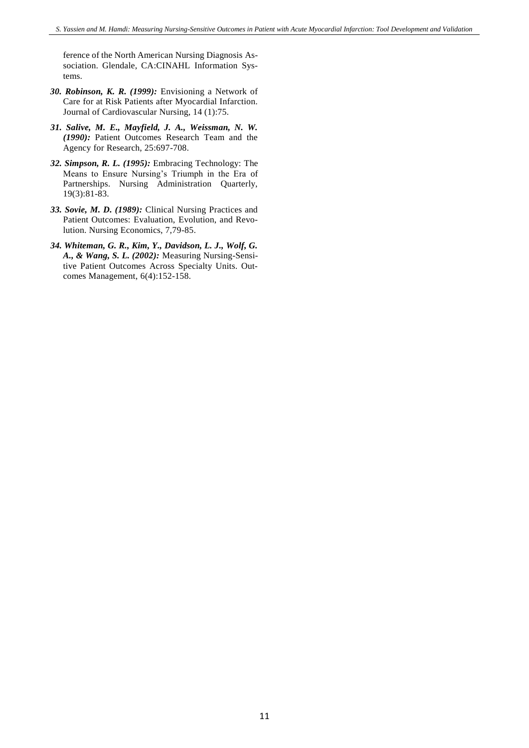ference of the North American Nursing Diagnosis Association. Glendale, CA:CINAHL Information Systems.

***30. Robinson, K. R. (1999):*** Envisioning a Network of Care for at Risk Patients after Myocardial Infarction. Journal of Cardiovascular Nursing, 14 (1):75.

***31. Salive, M. E., Mayfield, J. A., Weissman, N. W. (1990):*** Patient Outcomes Research Team and the Agency for Research, 25:697-708.

***32. Simpson, R. L. (1995):*** Embracing Technology: The Means to Ensure Nursing's Triumph in the Era of Partnerships. Nursing Administration Quarterly, 19(3):81-83.

***33. Sovie, M. D. (1989):*** Clinical Nursing Practices and Patient Outcomes: Evaluation, Evolution, and Revolution. Nursing Economics, 7,79-85.

***34. Whiteman, G. R., Kim, Y., Davidson, L. J., Wolf, G. A., & Wang, S. L. (2002):*** Measuring Nursing-Sensitive Patient Outcomes Across Specialty Units. Outcomes Management, 6(4):152-158.